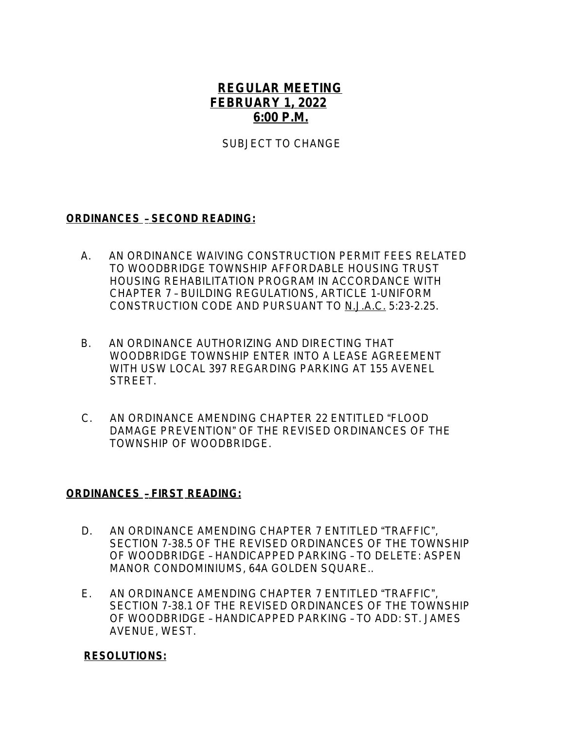# REGULAR MEETING
# FEBRUARY 1, 2022
# 6:00 P.M.

SUBJECT TO CHANGE

## ORDINANCES – SECOND READING:

A. AN ORDINANCE WAIVING CONSTRUCTION PERMIT FEES RELATED TO WOODBRIDGE TOWNSHIP AFFORDABLE HOUSING TRUST HOUSING REHABILITATION PROGRAM IN ACCORDANCE WITH CHAPTER 7 – BUILDING REGULATIONS, ARTICLE 1-UNIFORM CONSTRUCTION CODE AND PURSUANT TO N.J.A.C. 5:23-2.25.

B. AN ORDINANCE AUTHORIZING AND DIRECTING THAT WOODBRIDGE TOWNSHIP ENTER INTO A LEASE AGREEMENT WITH USW LOCAL 397 REGARDING PARKING AT 155 AVENEL STREET.

C. AN ORDINANCE AMENDING CHAPTER 22 ENTITLED "FLOOD DAMAGE PREVENTION" OF THE REVISED ORDINANCES OF THE TOWNSHIP OF WOODBRIDGE.

## ORDINANCES – FIRST READING:

D. AN ORDINANCE AMENDING CHAPTER 7 ENTITLED "TRAFFIC", SECTION 7-38.5 OF THE REVISED ORDINANCES OF THE TOWNSHIP OF WOODBRIDGE – HANDICAPPED PARKING – TO DELETE: ASPEN MANOR CONDOMINIUMS, 64A GOLDEN SQUARE..

E. AN ORDINANCE AMENDING CHAPTER 7 ENTITLED "TRAFFIC", SECTION 7-38.1 OF THE REVISED ORDINANCES OF THE TOWNSHIP OF WOODBRIDGE – HANDICAPPED PARKING – TO ADD: ST. JAMES AVENUE, WEST.

## RESOLUTIONS: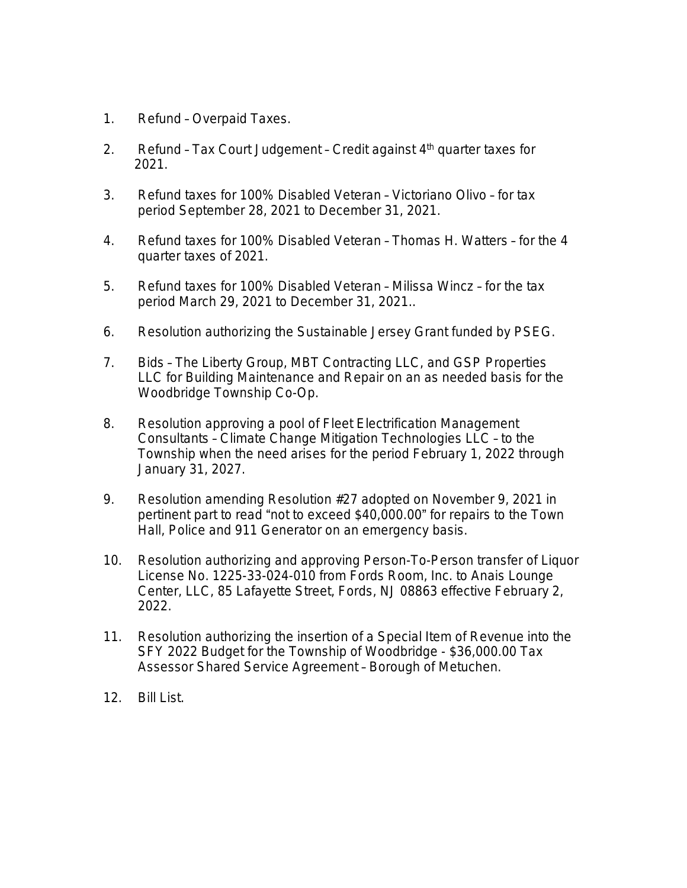1. Refund – Overpaid Taxes.

2. Refund – Tax Court Judgement – Credit against 4th quarter taxes for 2021.

3. Refund taxes for 100% Disabled Veteran – Victoriano Olivo – for tax period September 28, 2021 to December 31, 2021.

4. Refund taxes for 100% Disabled Veteran – Thomas H. Watters – for the 4 quarter taxes of 2021.

5. Refund taxes for 100% Disabled Veteran – Milissa Wincz – for the tax period March 29, 2021 to December 31, 2021..

6. Resolution authorizing the Sustainable Jersey Grant funded by PSEG.

7. Bids – The Liberty Group, MBT Contracting LLC, and GSP Properties LLC for Building Maintenance and Repair on an as needed basis for the Woodbridge Township Co-Op.

8. Resolution approving a pool of Fleet Electrification Management Consultants – Climate Change Mitigation Technologies LLC – to the Township when the need arises for the period February 1, 2022 through January 31, 2027.

9. Resolution amending Resolution #27 adopted on November 9, 2021 in pertinent part to read "not to exceed $40,000.00" for repairs to the Town Hall, Police and 911 Generator on an emergency basis.

10. Resolution authorizing and approving Person-To-Person transfer of Liquor License No. 1225-33-024-010 from Fords Room, Inc. to Anais Lounge Center, LLC, 85 Lafayette Street, Fords, NJ 08863 effective February 2, 2022.

11. Resolution authorizing the insertion of a Special Item of Revenue into the SFY 2022 Budget for the Township of Woodbridge - $36,000.00 Tax Assessor Shared Service Agreement – Borough of Metuchen.

12. Bill List.